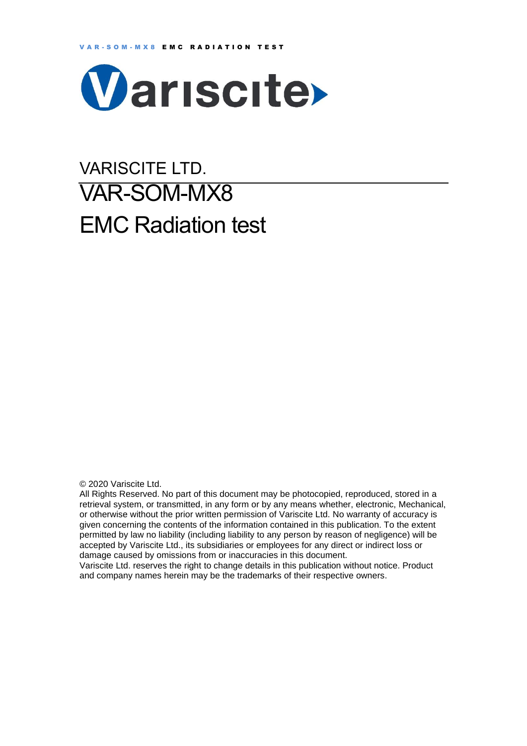VARISCITE LTD.

# VAR-SOM-MX8

# EMC Radiation test

© 2020 Variscite Ltd.

All Rights Reserved. No part of this document may be photocopied, reproduced, stored in a retrieval system, or transmitted, in any form or by any means whether, electronic, Mechanical, or otherwise without the prior written permission of Variscite Ltd. No warranty of accuracy is given concerning the contents of the information contained in this publication. To the extent permitted by law no liability (including liability to any person by reason of negligence) will be accepted by Variscite Ltd., its subsidiaries or employees for any direct or indirect loss or damage caused by omissions from or inaccuracies in this document.

Variscite Ltd. reserves the right to change details in this publication without notice. Product and company names herein may be the trademarks of their respective owners.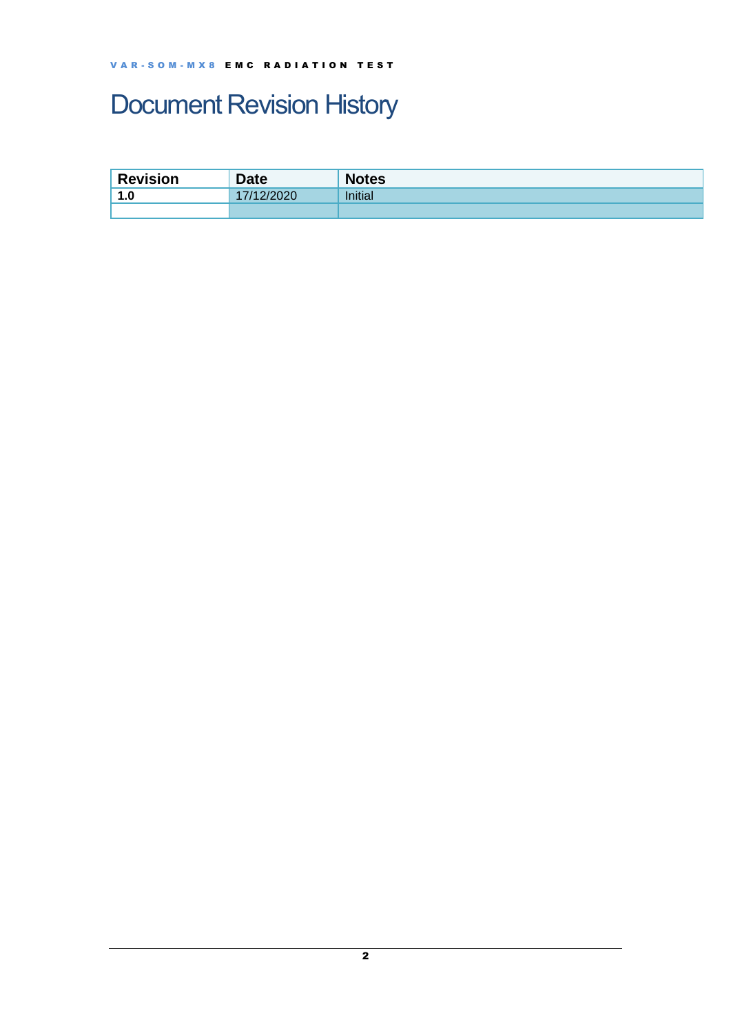# Document Revision History

| Revision | Date | Notes |
| --- | --- | --- |
| **1.0** | 17/12/2020 | Initial |
| | | |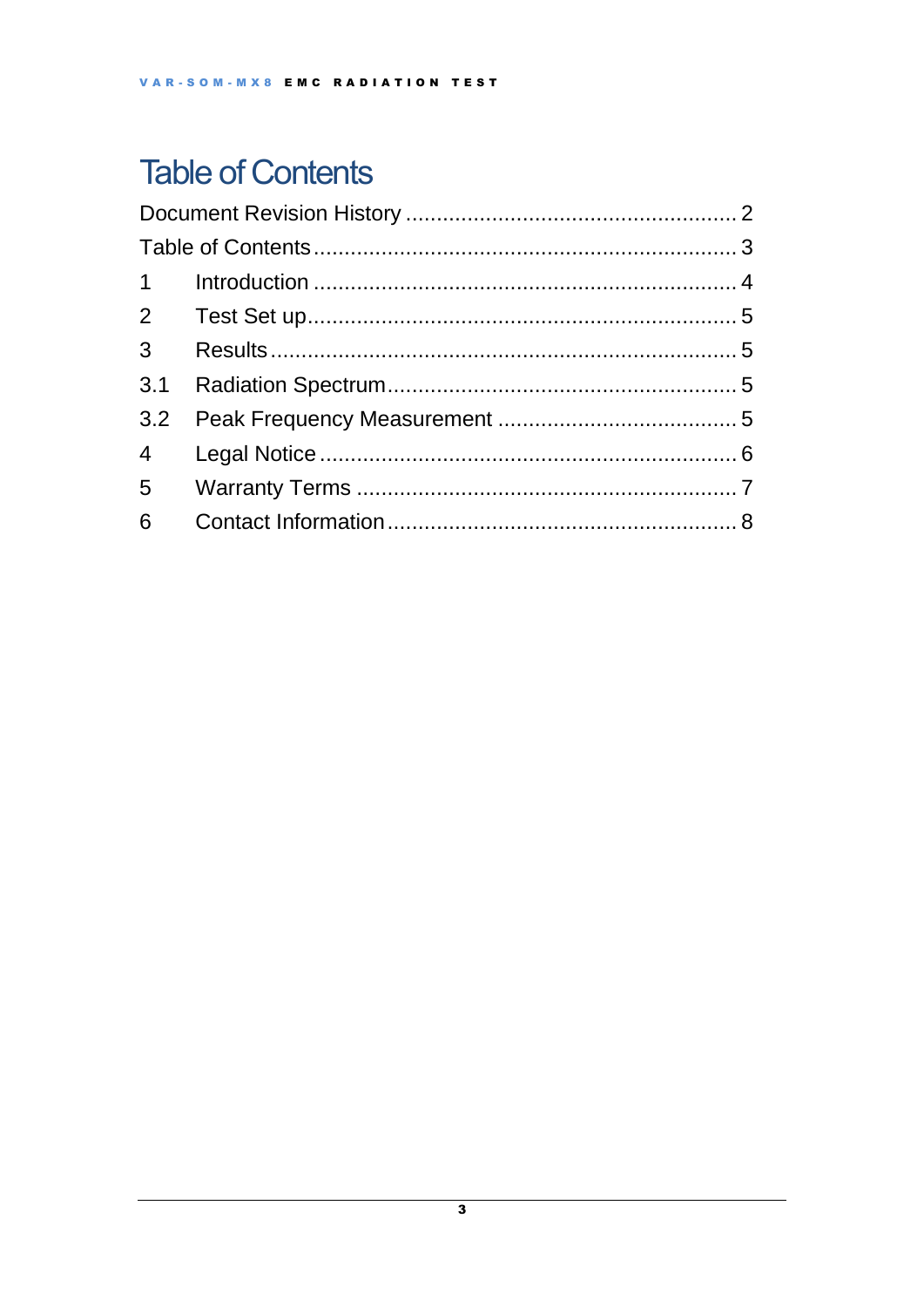# Table of Contents

Document Revision History ..................................................... 2

Table of Contents ..................................................................... 3

1 Introduction .................................................................... 4

2 Test Set up ..................................................................... 5

3 Results ........................................................................... 5

3.1 Radiation Spectrum ........................................................ 5

3.2 Peak Frequency Measurement ...................................... 5

4 Legal Notice .................................................................... 6

5 Warranty Terms ............................................................. 7

6 Contact Information ........................................................ 8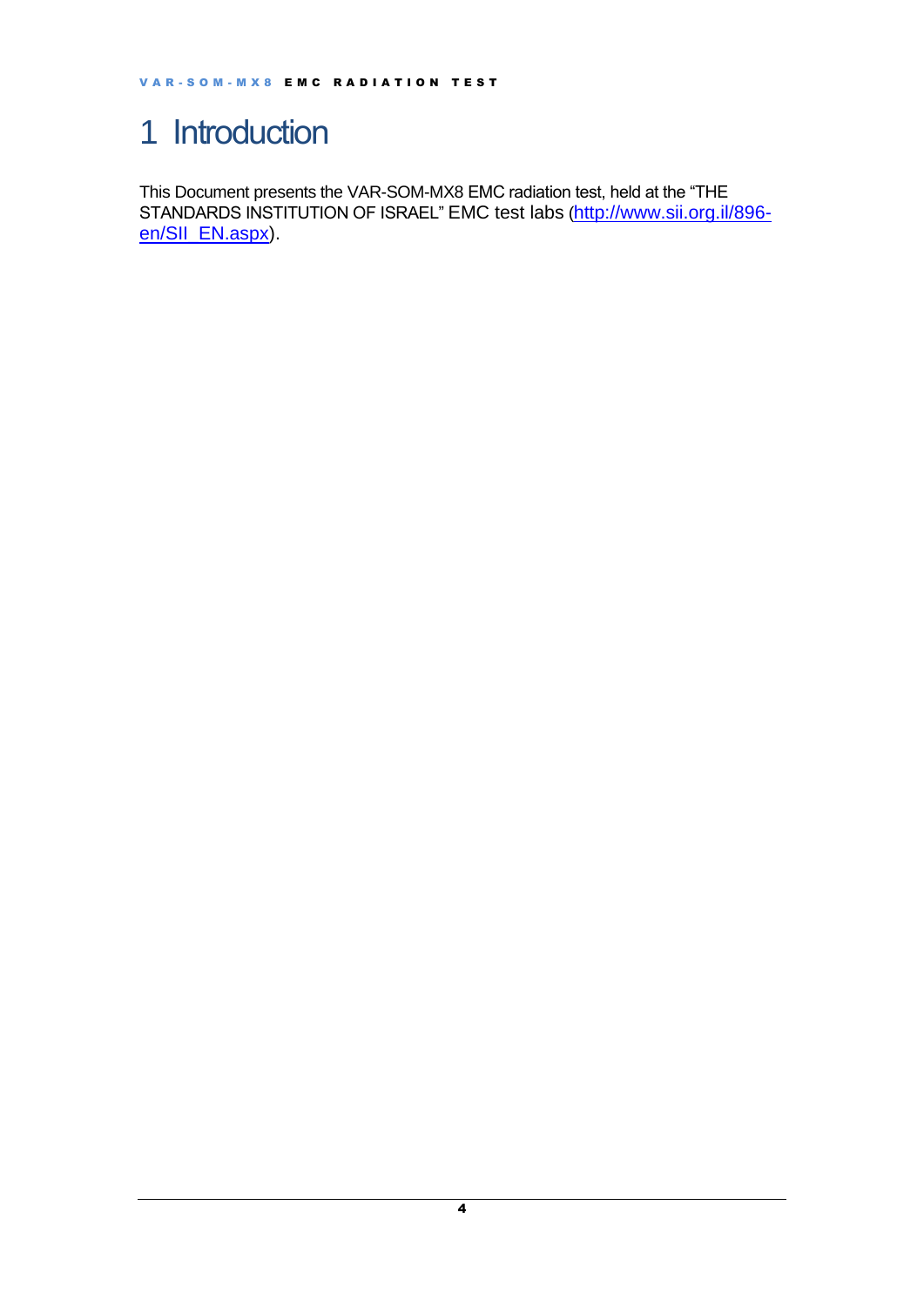# 1 Introduction

This Document presents the VAR-SOM-MX8 EMC radiation test, held at the "THE STANDARDS INSTITUTION OF ISRAEL" EMC test labs (http://www.sii.org.il/896-en/SII_EN.aspx).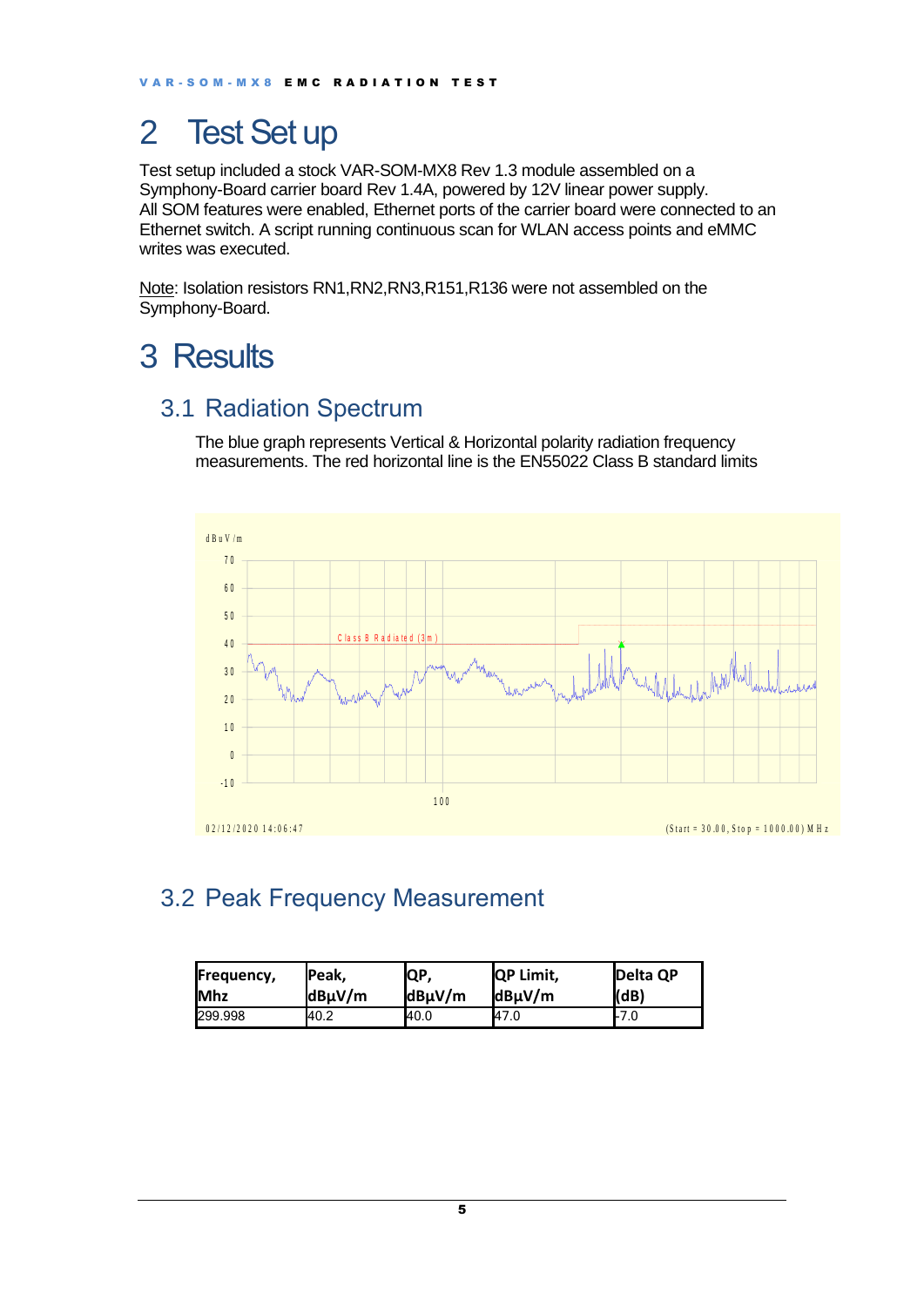# 2 Test Set up

Test setup included a stock VAR-SOM-MX8 Rev 1.3 module assembled on a Symphony-Board carrier board Rev 1.4A, powered by 12V linear power supply.
All SOM features were enabled, Ethernet ports of the carrier board were connected to an Ethernet switch. A script running continuous scan for WLAN access points and eMMC writes was executed.

Note: Isolation resistors RN1,RN2,RN3,R151,R136 were not assembled on the Symphony-Board.

# 3 Results

## 3.1 Radiation Spectrum

The blue graph represents Vertical & Horizontal polarity radiation frequency measurements. The red horizontal line is the EN55022 Class B standard limits

## 3.2 Peak Frequency Measurement

| Frequency, Mhz | Peak, dBµV/m | QP, dBµV/m | QP Limit, dBµV/m | Delta QP (dB) |
|---|---|---|---|---|
| 299.998 | 40.2 | 40.0 | 47.0 | -7.0 |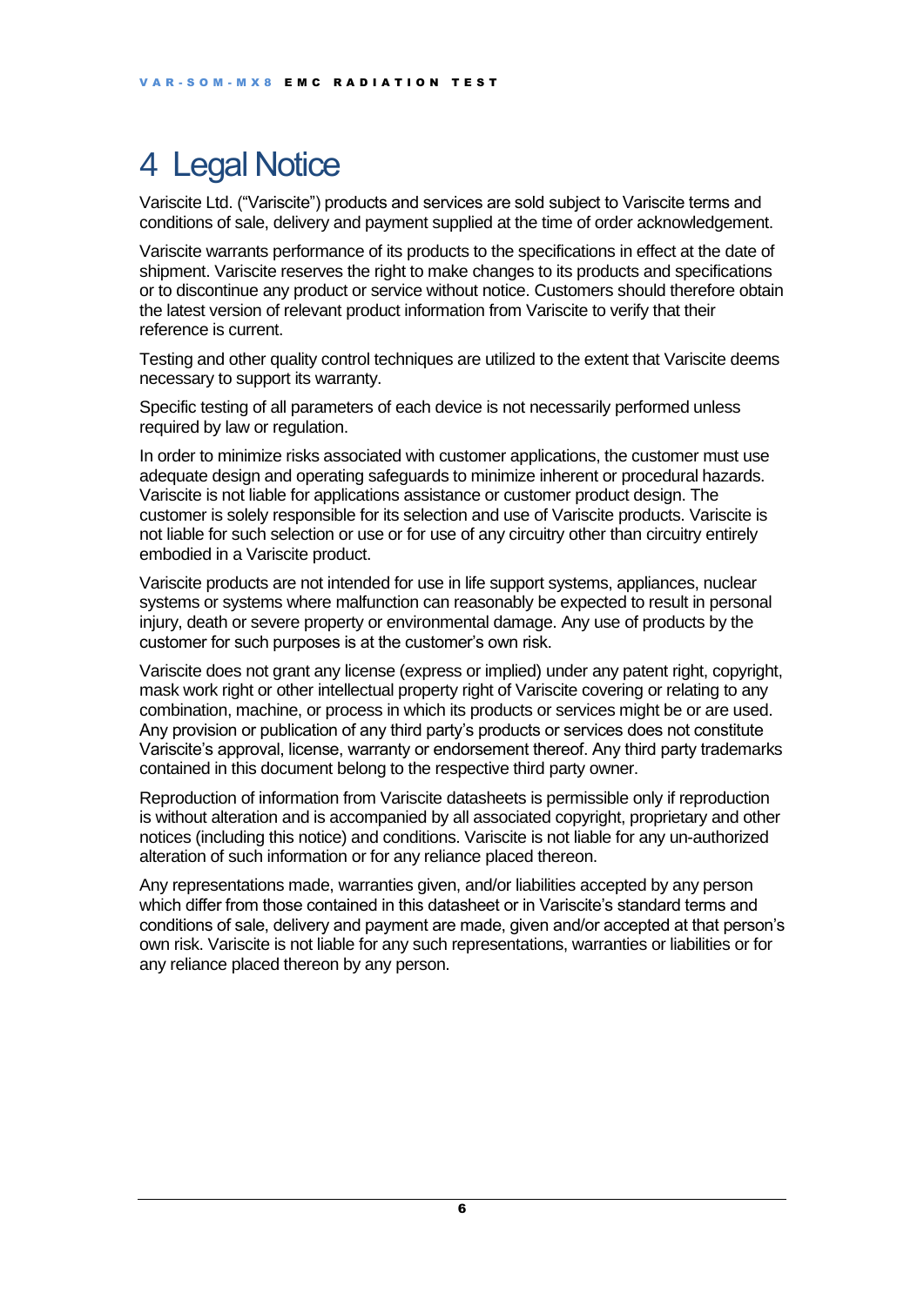# 4 Legal Notice

Variscite Ltd. ("Variscite") products and services are sold subject to Variscite terms and conditions of sale, delivery and payment supplied at the time of order acknowledgement.

Variscite warrants performance of its products to the specifications in effect at the date of shipment. Variscite reserves the right to make changes to its products and specifications or to discontinue any product or service without notice. Customers should therefore obtain the latest version of relevant product information from Variscite to verify that their reference is current.

Testing and other quality control techniques are utilized to the extent that Variscite deems necessary to support its warranty.

Specific testing of all parameters of each device is not necessarily performed unless required by law or regulation.

In order to minimize risks associated with customer applications, the customer must use adequate design and operating safeguards to minimize inherent or procedural hazards. Variscite is not liable for applications assistance or customer product design. The customer is solely responsible for its selection and use of Variscite products. Variscite is not liable for such selection or use or for use of any circuitry other than circuitry entirely embodied in a Variscite product.

Variscite products are not intended for use in life support systems, appliances, nuclear systems or systems where malfunction can reasonably be expected to result in personal injury, death or severe property or environmental damage. Any use of products by the customer for such purposes is at the customer's own risk.

Variscite does not grant any license (express or implied) under any patent right, copyright, mask work right or other intellectual property right of Variscite covering or relating to any combination, machine, or process in which its products or services might be or are used. Any provision or publication of any third party's products or services does not constitute Variscite's approval, license, warranty or endorsement thereof. Any third party trademarks contained in this document belong to the respective third party owner.

Reproduction of information from Variscite datasheets is permissible only if reproduction is without alteration and is accompanied by all associated copyright, proprietary and other notices (including this notice) and conditions. Variscite is not liable for any un-authorized alteration of such information or for any reliance placed thereon.

Any representations made, warranties given, and/or liabilities accepted by any person which differ from those contained in this datasheet or in Variscite's standard terms and conditions of sale, delivery and payment are made, given and/or accepted at that person's own risk. Variscite is not liable for any such representations, warranties or liabilities or for any reliance placed thereon by any person.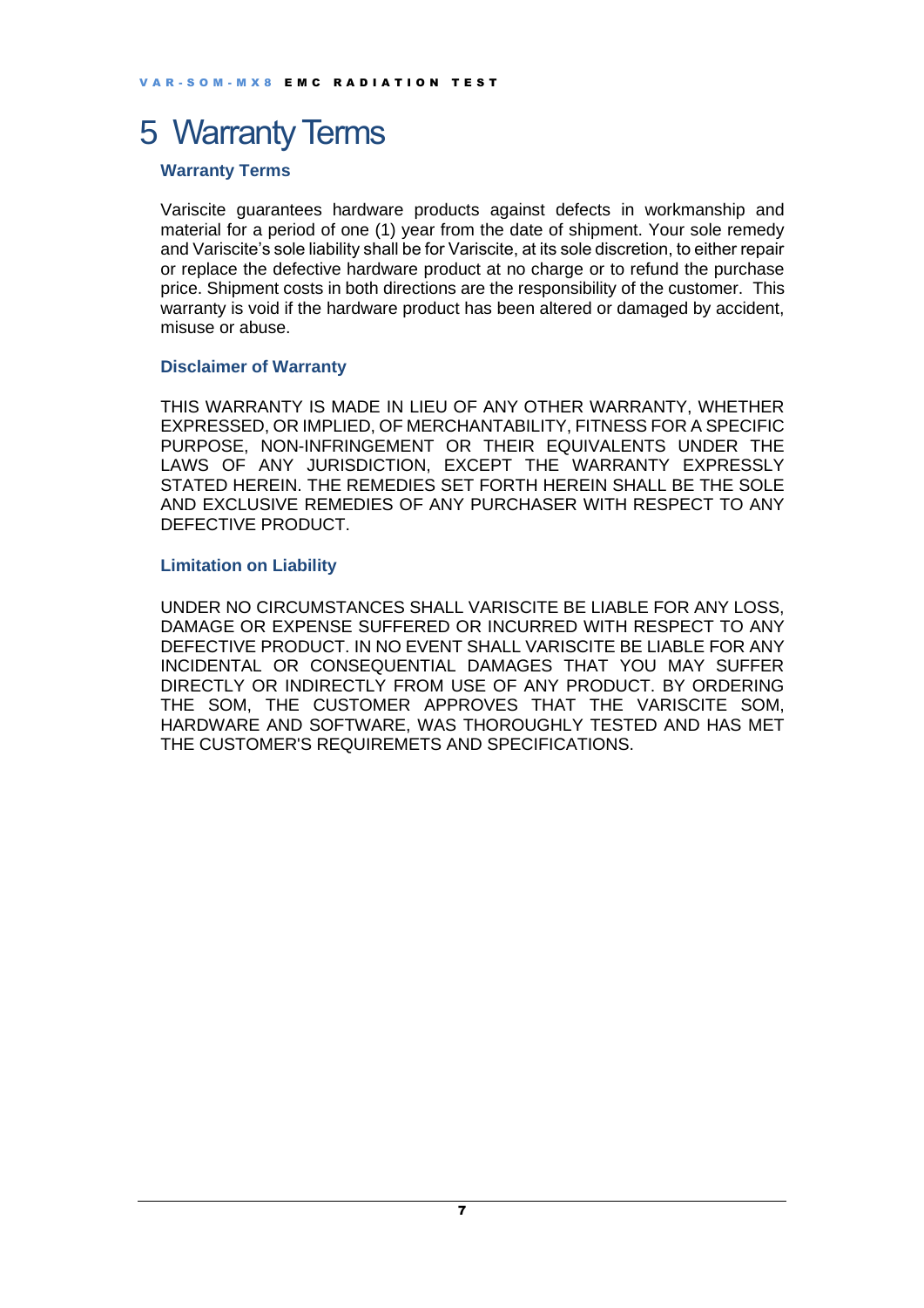# 5 Warranty Terms

### Warranty Terms

Variscite guarantees hardware products against defects in workmanship and material for a period of one (1) year from the date of shipment. Your sole remedy and Variscite's sole liability shall be for Variscite, at its sole discretion, to either repair or replace the defective hardware product at no charge or to refund the purchase price. Shipment costs in both directions are the responsibility of the customer. This warranty is void if the hardware product has been altered or damaged by accident, misuse or abuse.

### Disclaimer of Warranty

THIS WARRANTY IS MADE IN LIEU OF ANY OTHER WARRANTY, WHETHER EXPRESSED, OR IMPLIED, OF MERCHANTABILITY, FITNESS FOR A SPECIFIC PURPOSE, NON-INFRINGEMENT OR THEIR EQUIVALENTS UNDER THE LAWS OF ANY JURISDICTION, EXCEPT THE WARRANTY EXPRESSLY STATED HEREIN. THE REMEDIES SET FORTH HEREIN SHALL BE THE SOLE AND EXCLUSIVE REMEDIES OF ANY PURCHASER WITH RESPECT TO ANY DEFECTIVE PRODUCT.

### Limitation on Liability

UNDER NO CIRCUMSTANCES SHALL VARISCITE BE LIABLE FOR ANY LOSS, DAMAGE OR EXPENSE SUFFERED OR INCURRED WITH RESPECT TO ANY DEFECTIVE PRODUCT. IN NO EVENT SHALL VARISCITE BE LIABLE FOR ANY INCIDENTAL OR CONSEQUENTIAL DAMAGES THAT YOU MAY SUFFER DIRECTLY OR INDIRECTLY FROM USE OF ANY PRODUCT. BY ORDERING THE SOM, THE CUSTOMER APPROVES THAT THE VARISCITE SOM, HARDWARE AND SOFTWARE, WAS THOROUGHLY TESTED AND HAS MET THE CUSTOMER'S REQUIREMETS AND SPECIFICATIONS.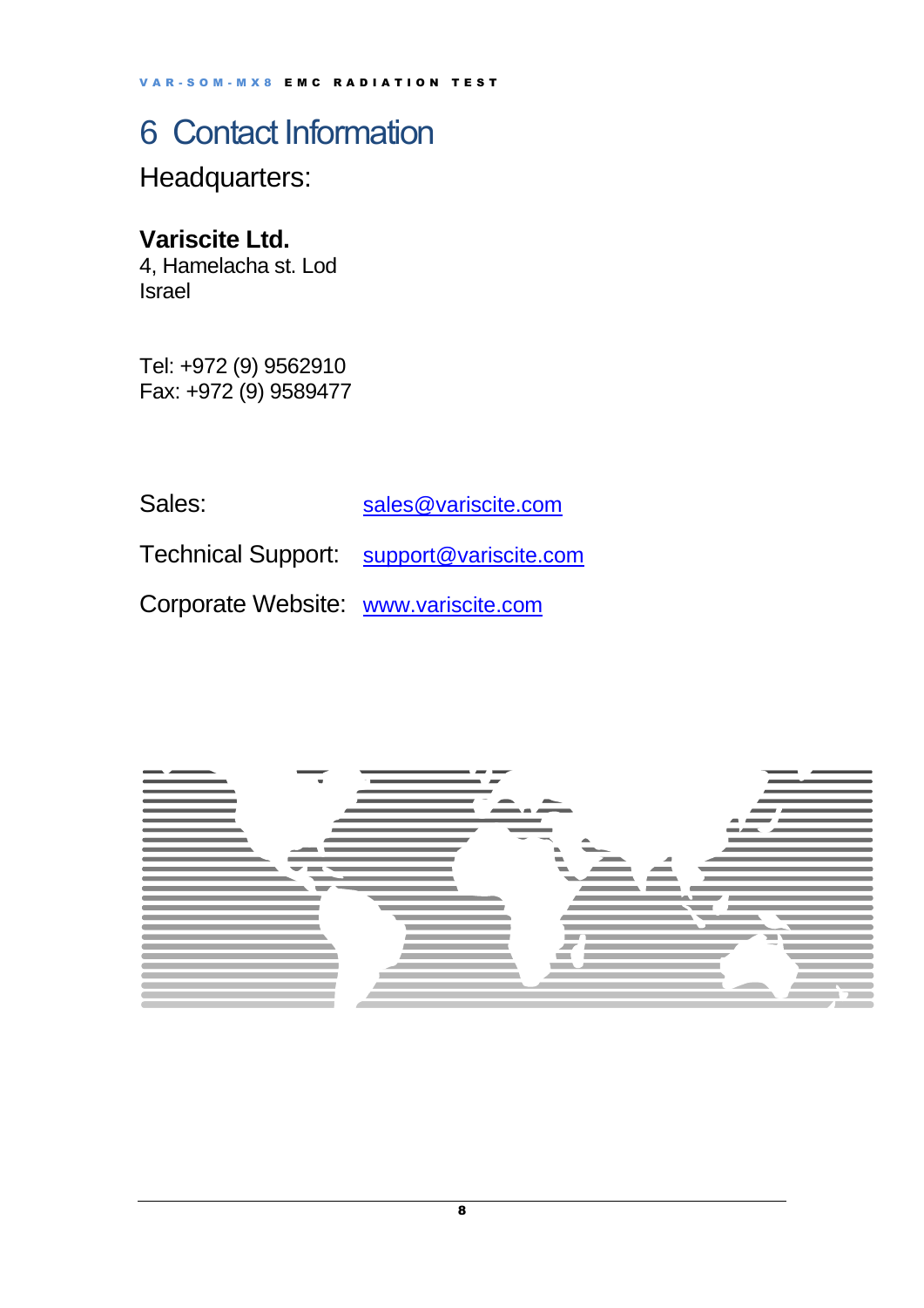# 6 Contact Information

Headquarters:

**Variscite Ltd.**
4, Hamelacha st. Lod
Israel

Tel: +972 (9) 9562910
Fax: +972 (9) 9589477

| | |
|---|---|
| Sales: | sales@variscite.com |
| Technical Support: | support@variscite.com |
| Corporate Website: | www.variscite.com |